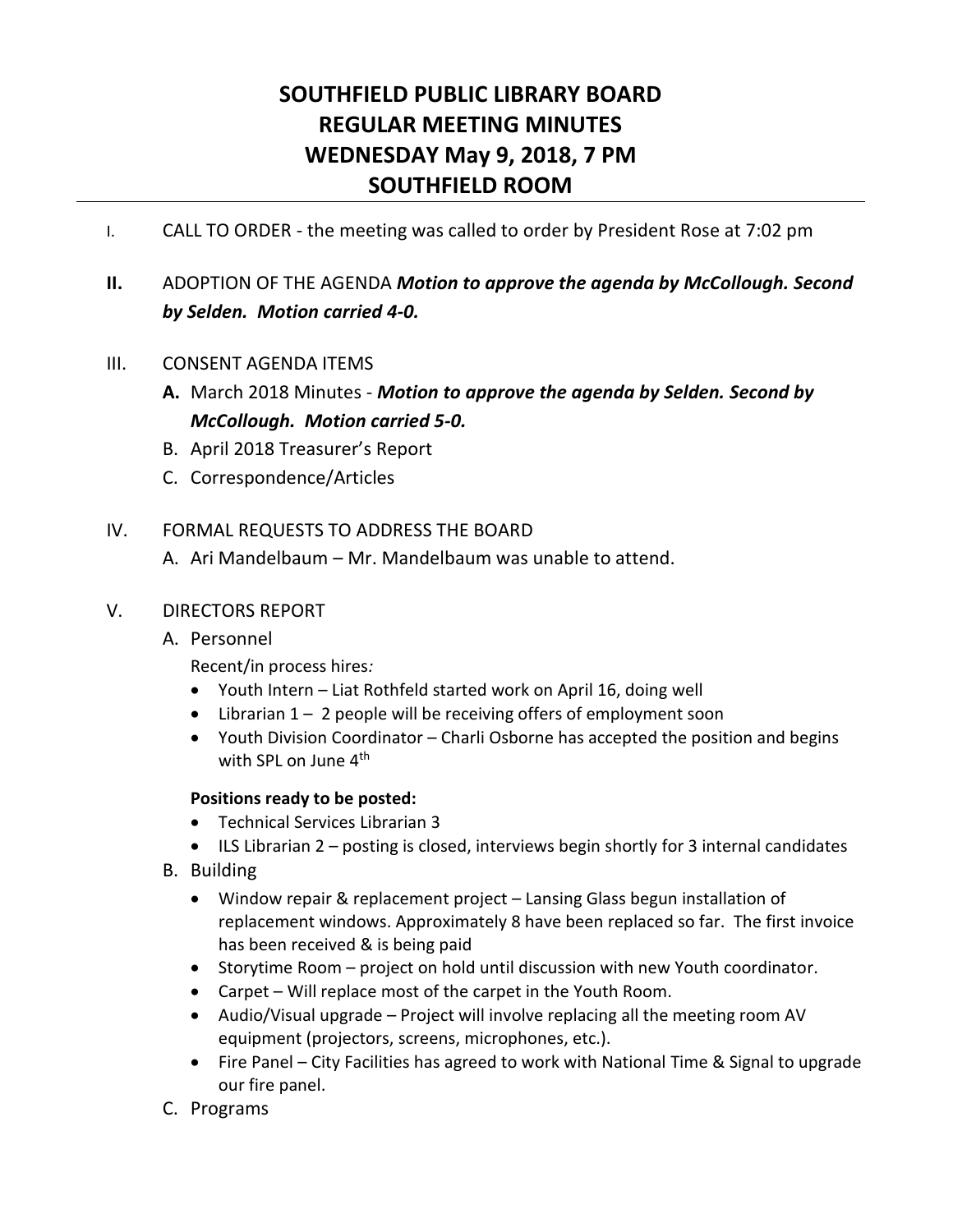# SOUTHFIELD PUBLIC LIBRARY BOARD
# REGULAR MEETING MINUTES
# WEDNESDAY May 9, 2018, 7 PM
# SOUTHFIELD ROOM

I. CALL TO ORDER - the meeting was called to order by President Rose at 7:02 pm

**II.** ADOPTION OF THE AGENDA ***Motion to approve the agenda by McCollough. Second by Selden. Motion carried 4-0.***

III. CONSENT AGENDA ITEMS

**A.** March 2018 Minutes - ***Motion to approve the agenda by Selden. Second by McCollough. Motion carried 5-0.***

B. April 2018 Treasurer's Report

C. Correspondence/Articles

IV. FORMAL REQUESTS TO ADDRESS THE BOARD

A. Ari Mandelbaum – Mr. Mandelbaum was unable to attend.

V. DIRECTORS REPORT

A. Personnel

Recent/in process hires*:*

- Youth Intern – Liat Rothfeld started work on April 16, doing well
- Librarian 1 – 2 people will be receiving offers of employment soon
- Youth Division Coordinator – Charli Osborne has accepted the position and begins with SPL on June 4th

**Positions ready to be posted:**

- Technical Services Librarian 3
- ILS Librarian 2 – posting is closed, interviews begin shortly for 3 internal candidates

B. Building

- Window repair & replacement project – Lansing Glass begun installation of replacement windows. Approximately 8 have been replaced so far. The first invoice has been received & is being paid
- Storytime Room – project on hold until discussion with new Youth coordinator.
- Carpet – Will replace most of the carpet in the Youth Room.
- Audio/Visual upgrade – Project will involve replacing all the meeting room AV equipment (projectors, screens, microphones, etc.).
- Fire Panel – City Facilities has agreed to work with National Time & Signal to upgrade our fire panel.

C. Programs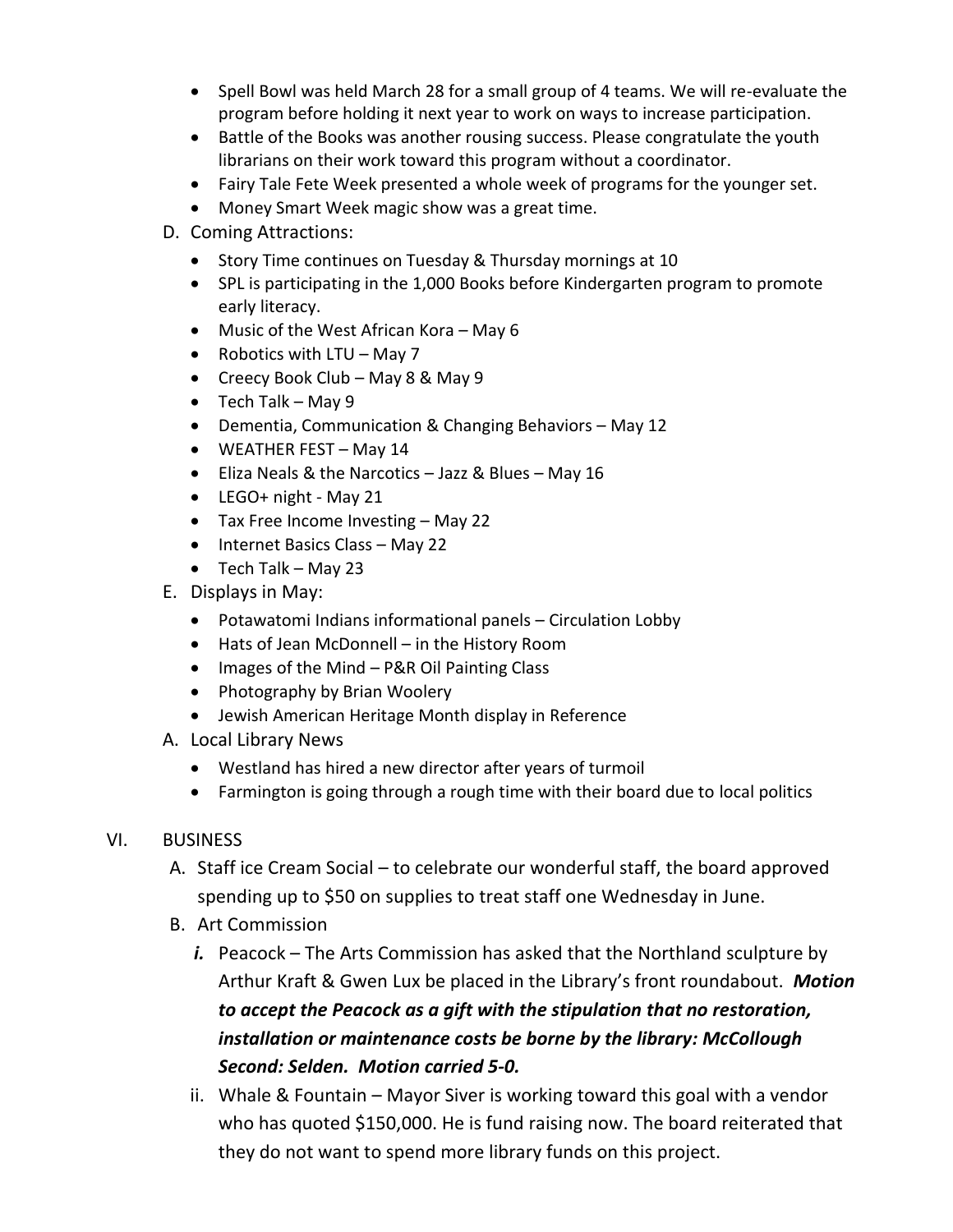- Spell Bowl was held March 28 for a small group of 4 teams. We will re-evaluate the program before holding it next year to work on ways to increase participation.
- Battle of the Books was another rousing success. Please congratulate the youth librarians on their work toward this program without a coordinator.
- Fairy Tale Fete Week presented a whole week of programs for the younger set.
- Money Smart Week magic show was a great time.

D. Coming Attractions:

- Story Time continues on Tuesday & Thursday mornings at 10
- SPL is participating in the 1,000 Books before Kindergarten program to promote early literacy.
- Music of the West African Kora – May 6
- Robotics with LTU – May 7
- Creecy Book Club – May 8 & May 9
- Tech Talk – May 9
- Dementia, Communication & Changing Behaviors – May 12
- WEATHER FEST – May 14
- Eliza Neals & the Narcotics – Jazz & Blues – May 16
- LEGO+ night - May 21
- Tax Free Income Investing – May 22
- Internet Basics Class – May 22
- Tech Talk – May 23

E. Displays in May:

- Potawatomi Indians informational panels – Circulation Lobby
- Hats of Jean McDonnell – in the History Room
- Images of the Mind – P&R Oil Painting Class
- Photography by Brian Woolery
- Jewish American Heritage Month display in Reference

A. Local Library News

- Westland has hired a new director after years of turmoil
- Farmington is going through a rough time with their board due to local politics

VI. BUSINESS

A. Staff ice Cream Social – to celebrate our wonderful staff, the board approved spending up to $50 on supplies to treat staff one Wednesday in June.

B. Art Commission

***i.*** Peacock – The Arts Commission has asked that the Northland sculpture by Arthur Kraft & Gwen Lux be placed in the Library's front roundabout. ***Motion to accept the Peacock as a gift with the stipulation that no restoration, installation or maintenance costs be borne by the library: McCollough Second: Selden. Motion carried 5-0.***

ii. Whale & Fountain – Mayor Siver is working toward this goal with a vendor who has quoted $150,000. He is fund raising now. The board reiterated that they do not want to spend more library funds on this project.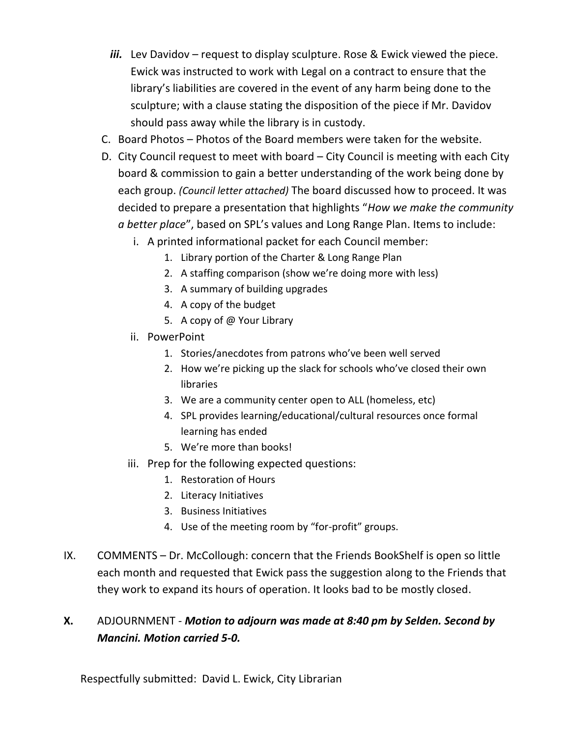- ***iii.*** Lev Davidov – request to display sculpture. Rose & Ewick viewed the piece. Ewick was instructed to work with Legal on a contract to ensure that the library's liabilities are covered in the event of any harm being done to the sculpture; with a clause stating the disposition of the piece if Mr. Davidov should pass away while the library is in custody.

C. Board Photos – Photos of the Board members were taken for the website.

D. City Council request to meet with board – City Council is meeting with each City board & commission to gain a better understanding of the work being done by each group. *(Council letter attached)* The board discussed how to proceed. It was decided to prepare a presentation that highlights "*How we make the community a better place*", based on SPL's values and Long Range Plan. Items to include:

   i. A printed informational packet for each Council member:
      1. Library portion of the Charter & Long Range Plan
      2. A staffing comparison (show we're doing more with less)
      3. A summary of building upgrades
      4. A copy of the budget
      5. A copy of @ Your Library

   ii. PowerPoint
      1. Stories/anecdotes from patrons who've been well served
      2. How we're picking up the slack for schools who've closed their own libraries
      3. We are a community center open to ALL (homeless, etc)
      4. SPL provides learning/educational/cultural resources once formal learning has ended
      5. We're more than books!

   iii. Prep for the following expected questions:
      1. Restoration of Hours
      2. Literacy Initiatives
      3. Business Initiatives
      4. Use of the meeting room by "for-profit" groups.

IX. COMMENTS – Dr. McCollough: concern that the Friends BookShelf is open so little each month and requested that Ewick pass the suggestion along to the Friends that they work to expand its hours of operation. It looks bad to be mostly closed.

**X.** ADJOURNMENT - ***Motion to adjourn was made at 8:40 pm by Selden. Second by Mancini. Motion carried 5-0.***

Respectfully submitted: David L. Ewick, City Librarian